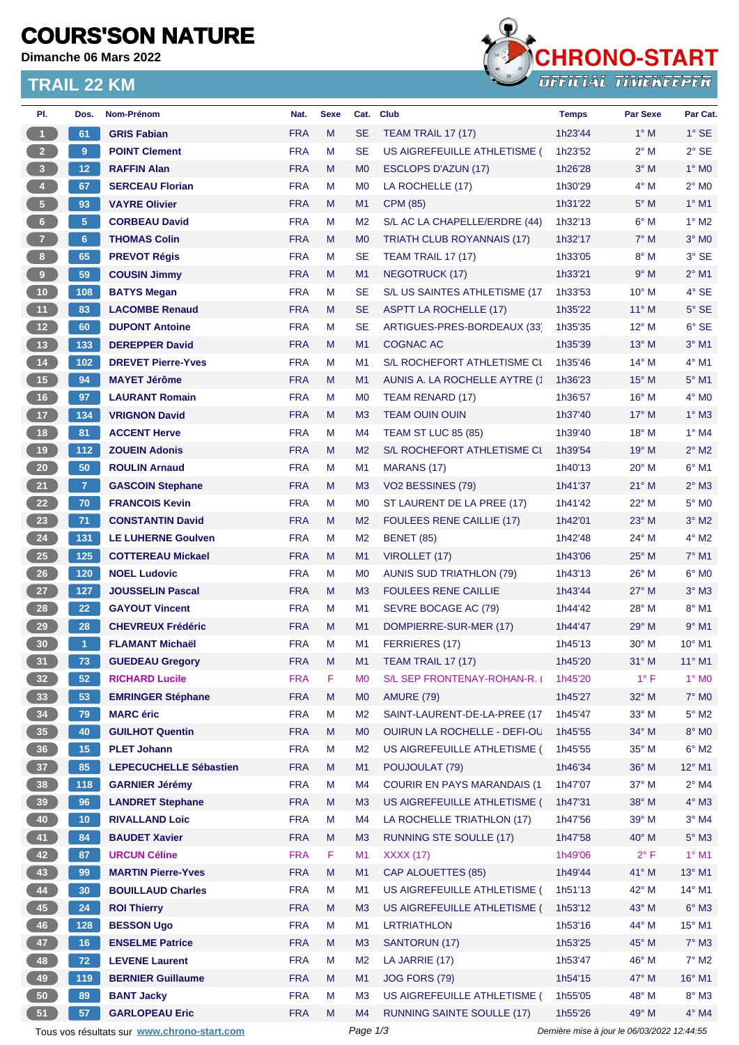# COURS'SON NATURE

**Dimanche 06 Mars 2022**

## TRAIL 22 KM

CHRONO-START
OFFICIAL TIMEKEEPER

| Pl. | Dos. | Nom-Prénom | Nat. | Sexe | Cat. | Club | Temps | Par Sexe | Par Cat. |
|---|---|---|---|---|---|---|---|---|---|
| 1 | 61 | **GRIS Fabian** | FRA | M | SE | TEAM TRAIL 17 (17) | 1h23'44 | 1° M | 1° SE |
| 2 | 9 | **POINT Clement** | FRA | M | SE | US AIGREFEUILLE ATHLETISME ( | 1h23'52 | 2° M | 2° SE |
| 3 | 12 | **RAFFIN Alan** | FRA | M | M0 | ESCLOPS D'AZUN (17) | 1h26'28 | 3° M | 1° M0 |
| 4 | 67 | **SERCEAU Florian** | FRA | M | M0 | LA ROCHELLE (17) | 1h30'29 | 4° M | 2° M0 |
| 5 | 93 | **VAYRE Olivier** | FRA | M | M1 | CPM (85) | 1h31'22 | 5° M | 1° M1 |
| 6 | 5 | **CORBEAU David** | FRA | M | M2 | S/L AC LA CHAPELLE/ERDRE (44) | 1h32'13 | 6° M | 1° M2 |
| 7 | 6 | **THOMAS Colin** | FRA | M | M0 | TRIATH CLUB ROYANNAIS (17) | 1h32'17 | 7° M | 3° M0 |
| 8 | 65 | **PREVOT Régis** | FRA | M | SE | TEAM TRAIL 17 (17) | 1h33'05 | 8° M | 3° SE |
| 9 | 59 | **COUSIN Jimmy** | FRA | M | M1 | NEGOTRUCK (17) | 1h33'21 | 9° M | 2° M1 |
| 10 | 108 | **BATYS Megan** | FRA | M | SE | S/L US SAINTES ATHLETISME (17 | 1h33'53 | 10° M | 4° SE |
| 11 | 83 | **LACOMBE Renaud** | FRA | M | SE | ASPTT LA ROCHELLE (17) | 1h35'22 | 11° M | 5° SE |
| 12 | 60 | **DUPONT Antoine** | FRA | M | SE | ARTIGUES-PRES-BORDEAUX (33) | 1h35'35 | 12° M | 6° SE |
| 13 | 133 | **DEREPPER David** | FRA | M | M1 | COGNAC AC | 1h35'39 | 13° M | 3° M1 |
| 14 | 102 | **DREVET Pierre-Yves** | FRA | M | M1 | S/L ROCHEFORT ATHLETISME CL | 1h35'46 | 14° M | 4° M1 |
| 15 | 94 | **MAYET Jérôme** | FRA | M | M1 | AUNIS A. LA ROCHELLE AYTRE (1 | 1h36'23 | 15° M | 5° M1 |
| 16 | 97 | **LAURANT Romain** | FRA | M | M0 | TEAM RENARD (17) | 1h36'57 | 16° M | 4° M0 |
| 17 | 134 | **VRIGNON David** | FRA | M | M3 | TEAM OUIN OUIN | 1h37'40 | 17° M | 1° M3 |
| 18 | 81 | **ACCENT Herve** | FRA | M | M4 | TEAM ST LUC 85 (85) | 1h39'40 | 18° M | 1° M4 |
| 19 | 112 | **ZOUEIN Adonis** | FRA | M | M2 | S/L ROCHEFORT ATHLETISME CL | 1h39'54 | 19° M | 2° M2 |
| 20 | 50 | **ROULIN Arnaud** | FRA | M | M1 | MARANS (17) | 1h40'13 | 20° M | 6° M1 |
| 21 | 7 | **GASCOIN Stephane** | FRA | M | M3 | VO2 BESSINES (79) | 1h41'37 | 21° M | 2° M3 |
| 22 | 70 | **FRANCOIS Kevin** | FRA | M | M0 | ST LAURENT DE LA PREE (17) | 1h41'42 | 22° M | 5° M0 |
| 23 | 71 | **CONSTANTIN David** | FRA | M | M2 | FOULEES RENE CAILLIE (17) | 1h42'01 | 23° M | 3° M2 |
| 24 | 131 | **LE LUHERNE Goulven** | FRA | M | M2 | BENET (85) | 1h42'48 | 24° M | 4° M2 |
| 25 | 125 | **COTTEREAU Mickael** | FRA | M | M1 | VIROLLET (17) | 1h43'06 | 25° M | 7° M1 |
| 26 | 120 | **NOEL Ludovic** | FRA | M | M0 | AUNIS SUD TRIATHLON (79) | 1h43'13 | 26° M | 6° M0 |
| 27 | 127 | **JOUSSELIN Pascal** | FRA | M | M3 | FOULEES RENE CAILLIE | 1h43'44 | 27° M | 3° M3 |
| 28 | 22 | **GAYOUT Vincent** | FRA | M | M1 | SEVRE BOCAGE AC (79) | 1h44'42 | 28° M | 8° M1 |
| 29 | 28 | **CHEVREUX Frédéric** | FRA | M | M1 | DOMPIERRE-SUR-MER (17) | 1h44'47 | 29° M | 9° M1 |
| 30 | 1 | **FLAMANT Michaël** | FRA | M | M1 | FERRIERES (17) | 1h45'13 | 30° M | 10° M1 |
| 31 | 73 | **GUEDEAU Gregory** | FRA | M | M1 | TEAM TRAIL 17 (17) | 1h45'20 | 31° M | 11° M1 |
| 32 | 52 | **RICHARD Lucile** | FRA | F | M0 | S/L SEP FRONTENAY-ROHAN-R. ( | 1h45'20 | 1° F | 1° M0 |
| 33 | 53 | **EMRINGER Stéphane** | FRA | M | M0 | AMURE (79) | 1h45'27 | 32° M | 7° M0 |
| 34 | 79 | **MARC éric** | FRA | M | M2 | SAINT-LAURENT-DE-LA-PREE (17 | 1h45'47 | 33° M | 5° M2 |
| 35 | 40 | **GUILHOT Quentin** | FRA | M | M0 | OUIRUN LA ROCHELLE - DEFI-OU | 1h45'55 | 34° M | 8° M0 |
| 36 | 15 | **PLET Johann** | FRA | M | M2 | US AIGREFEUILLE ATHLETISME ( | 1h45'55 | 35° M | 6° M2 |
| 37 | 85 | **LEPECUCHELLE Sébastien** | FRA | M | M1 | POUJOULAT (79) | 1h46'34 | 36° M | 12° M1 |
| 38 | 118 | **GARNIER Jérémy** | FRA | M | M4 | COURIR EN PAYS MARANDAIS (1 | 1h47'07 | 37° M | 2° M4 |
| 39 | 96 | **LANDRET Stephane** | FRA | M | M3 | US AIGREFEUILLE ATHLETISME ( | 1h47'31 | 38° M | 4° M3 |
| 40 | 10 | **RIVALLAND Loic** | FRA | M | M4 | LA ROCHELLE TRIATHLON (17) | 1h47'56 | 39° M | 3° M4 |
| 41 | 84 | **BAUDET Xavier** | FRA | M | M3 | RUNNING STE SOULLE (17) | 1h47'58 | 40° M | 5° M3 |
| 42 | 87 | **URCUN Céline** | FRA | F | M1 | XXXX (17) | 1h49'06 | 2° F | 1° M1 |
| 43 | 99 | **MARTIN Pierre-Yves** | FRA | M | M1 | CAP ALOUETTES (85) | 1h49'44 | 41° M | 13° M1 |
| 44 | 30 | **BOUILLAUD Charles** | FRA | M | M1 | US AIGREFEUILLE ATHLETISME ( | 1h51'13 | 42° M | 14° M1 |
| 45 | 24 | **ROI Thierry** | FRA | M | M3 | US AIGREFEUILLE ATHLETISME ( | 1h53'12 | 43° M | 6° M3 |
| 46 | 128 | **BESSON Ugo** | FRA | M | M1 | LRTRIATHLON | 1h53'16 | 44° M | 15° M1 |
| 47 | 16 | **ENSELME Patrice** | FRA | M | M3 | SANTORUN (17) | 1h53'25 | 45° M | 7° M3 |
| 48 | 72 | **LEVENE Laurent** | FRA | M | M2 | LA JARRIE (17) | 1h53'47 | 46° M | 7° M2 |
| 49 | 119 | **BERNIER Guillaume** | FRA | M | M1 | JOG FORS (79) | 1h54'15 | 47° M | 16° M1 |
| 50 | 89 | **BANT Jacky** | FRA | M | M3 | US AIGREFEUILLE ATHLETISME ( | 1h55'05 | 48° M | 8° M3 |
| 51 | 57 | **GARLOPEAU Eric** | FRA | M | M4 | RUNNING SAINTE SOULLE (17) | 1h55'26 | 49° M | 4° M4 |

Tous vos résultats sur www.chrono-start.com

*Dernière mise à jour le 06/03/2022 12:44:55*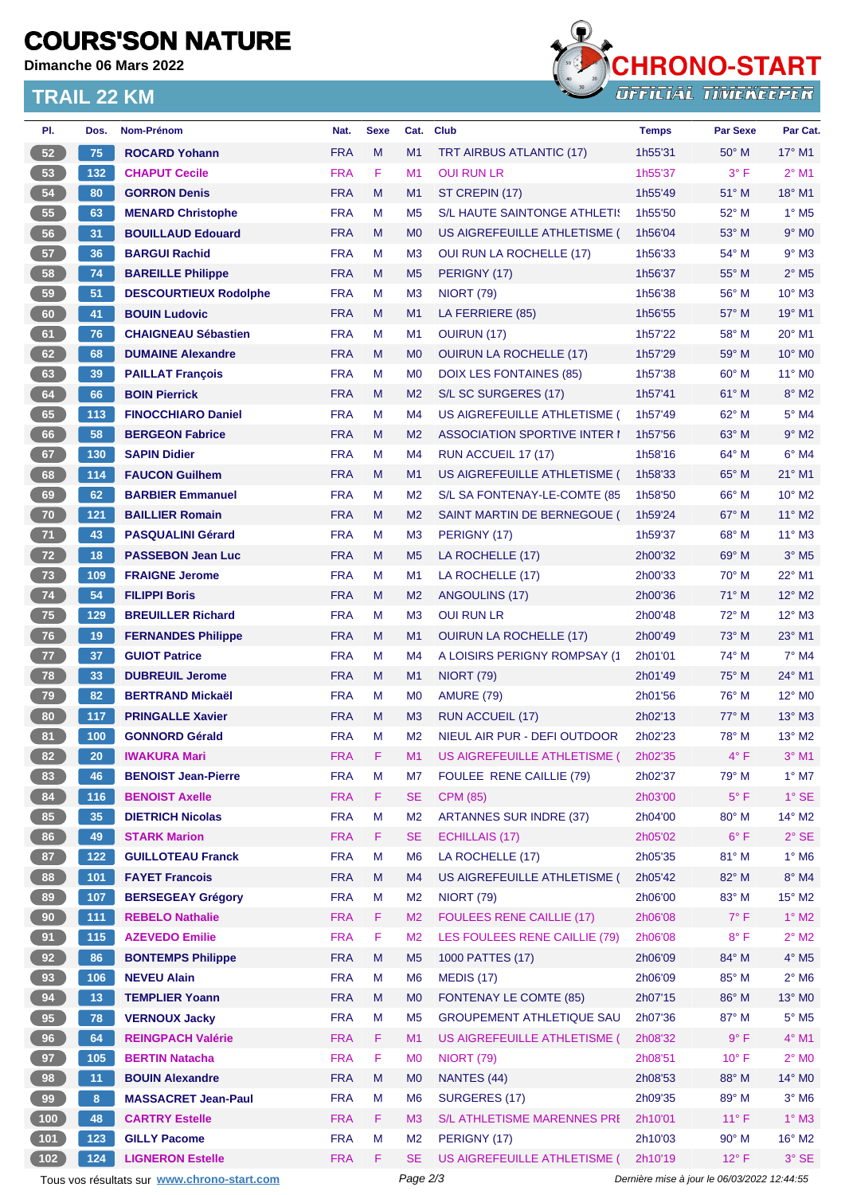# COURS'SON NATURE

**Dimanche 06 Mars 2022**

## TRAIL 22 KM

CHRONO-START OFFICIAL TIMEKEEPER

| Pl. | Dos. | Nom-Prénom | Nat. | Sexe | Cat. | Club | Temps | Par Sexe | Par Cat. |
|---|---|---|---|---|---|---|---|---|---|
| 52 | 75 | ROCARD Yohann | FRA | M | M1 | TRT AIRBUS ATLANTIC (17) | 1h55'31 | 50° M | 17° M1 |
| 53 | 132 | CHAPUT Cecile | FRA | F | M1 | OUI RUN LR | 1h55'37 | 3° F | 2° M1 |
| 54 | 80 | GORRON Denis | FRA | M | M1 | ST CREPIN (17) | 1h55'49 | 51° M | 18° M1 |
| 55 | 63 | MENARD Christophe | FRA | M | M5 | S/L HAUTE SAINTONGE ATHLETI | 1h55'50 | 52° M | 1° M5 |
| 56 | 31 | BOUILLAUD Edouard | FRA | M | M0 | US AIGREFEUILLE ATHLETISME ( | 1h56'04 | 53° M | 9° M0 |
| 57 | 36 | BARGUI Rachid | FRA | M | M3 | OUI RUN LA ROCHELLE (17) | 1h56'33 | 54° M | 9° M3 |
| 58 | 74 | BAREILLE Philippe | FRA | M | M5 | PERIGNY (17) | 1h56'37 | 55° M | 2° M5 |
| 59 | 51 | DESCOURTIEUX Rodolphe | FRA | M | M3 | NIORT (79) | 1h56'38 | 56° M | 10° M3 |
| 60 | 41 | BOUIN Ludovic | FRA | M | M1 | LA FERRIERE (85) | 1h56'55 | 57° M | 19° M1 |
| 61 | 76 | CHAIGNEAU Sébastien | FRA | M | M1 | OUIRUN (17) | 1h57'22 | 58° M | 20° M1 |
| 62 | 68 | DUMAINE Alexandre | FRA | M | M0 | OUIRUN LA ROCHELLE (17) | 1h57'29 | 59° M | 10° M0 |
| 63 | 39 | PAILLAT François | FRA | M | M0 | DOIX LES FONTAINES (85) | 1h57'38 | 60° M | 11° M0 |
| 64 | 66 | BOIN Pierrick | FRA | M | M2 | S/L SC SURGERES (17) | 1h57'41 | 61° M | 8° M2 |
| 65 | 113 | FINOCCHIARO Daniel | FRA | M | M4 | US AIGREFEUILLE ATHLETISME ( | 1h57'49 | 62° M | 5° M4 |
| 66 | 58 | BERGEON Fabrice | FRA | M | M2 | ASSOCIATION SPORTIVE INTER I | 1h57'56 | 63° M | 9° M2 |
| 67 | 130 | SAPIN Didier | FRA | M | M4 | RUN ACCUEIL 17 (17) | 1h58'16 | 64° M | 6° M4 |
| 68 | 114 | FAUCON Guilhem | FRA | M | M1 | US AIGREFEUILLE ATHLETISME ( | 1h58'33 | 65° M | 21° M1 |
| 69 | 62 | BARBIER Emmanuel | FRA | M | M2 | S/L SA FONTENAY-LE-COMTE (85 | 1h58'50 | 66° M | 10° M2 |
| 70 | 121 | BAILLIER Romain | FRA | M | M2 | SAINT MARTIN DE BERNEGOUE ( | 1h59'24 | 67° M | 11° M2 |
| 71 | 43 | PASQUALINI Gérard | FRA | M | M3 | PERIGNY (17) | 1h59'37 | 68° M | 11° M3 |
| 72 | 18 | PASSEBON Jean Luc | FRA | M | M5 | LA ROCHELLE (17) | 2h00'32 | 69° M | 3° M5 |
| 73 | 109 | FRAIGNE Jerome | FRA | M | M1 | LA ROCHELLE (17) | 2h00'33 | 70° M | 22° M1 |
| 74 | 54 | FILIPPI Boris | FRA | M | M2 | ANGOULINS (17) | 2h00'36 | 71° M | 12° M2 |
| 75 | 129 | BREUILLER Richard | FRA | M | M3 | OUI RUN LR | 2h00'48 | 72° M | 12° M3 |
| 76 | 19 | FERNANDES Philippe | FRA | M | M1 | OUIRUN LA ROCHELLE (17) | 2h00'49 | 73° M | 23° M1 |
| 77 | 37 | GUIOT Patrice | FRA | M | M4 | A LOISIRS PERIGNY ROMPSAY (1 | 2h01'01 | 74° M | 7° M4 |
| 78 | 33 | DUBREUIL Jerome | FRA | M | M1 | NIORT (79) | 2h01'49 | 75° M | 24° M1 |
| 79 | 82 | BERTRAND Mickaël | FRA | M | M0 | AMURE (79) | 2h01'56 | 76° M | 12° M0 |
| 80 | 117 | PRINGALLE Xavier | FRA | M | M3 | RUN ACCUEIL (17) | 2h02'13 | 77° M | 13° M3 |
| 81 | 100 | GONNORD Gérald | FRA | M | M2 | NIEUL AIR PUR - DEFI OUTDOOR | 2h02'23 | 78° M | 13° M2 |
| 82 | 20 | IWAKURA Mari | FRA | F | M1 | US AIGREFEUILLE ATHLETISME ( | 2h02'35 | 4° F | 3° M1 |
| 83 | 46 | BENOIST Jean-Pierre | FRA | M | M7 | FOULEE RENE CAILLIE (79) | 2h02'37 | 79° M | 1° M7 |
| 84 | 116 | BENOIST Axelle | FRA | F | SE | CPM (85) | 2h03'00 | 5° F | 1° SE |
| 85 | 35 | DIETRICH Nicolas | FRA | M | M2 | ARTANNES SUR INDRE (37) | 2h04'00 | 80° M | 14° M2 |
| 86 | 49 | STARK Marion | FRA | F | SE | ECHILLAIS (17) | 2h05'02 | 6° F | 2° SE |
| 87 | 122 | GUILLOTEAU Franck | FRA | M | M6 | LA ROCHELLE (17) | 2h05'35 | 81° M | 1° M6 |
| 88 | 101 | FAYET Francois | FRA | M | M4 | US AIGREFEUILLE ATHLETISME ( | 2h05'42 | 82° M | 8° M4 |
| 89 | 107 | BERSEGEAY Grégory | FRA | M | M2 | NIORT (79) | 2h06'00 | 83° M | 15° M2 |
| 90 | 111 | REBELO Nathalie | FRA | F | M2 | FOULEES RENE CAILLIE (17) | 2h06'08 | 7° F | 1° M2 |
| 91 | 115 | AZEVEDO Emilie | FRA | F | M2 | LES FOULEES RENE CAILLIE (79) | 2h06'08 | 8° F | 2° M2 |
| 92 | 86 | BONTEMPS Philippe | FRA | M | M5 | 1000 PATTES (17) | 2h06'09 | 84° M | 4° M5 |
| 93 | 106 | NEVEU Alain | FRA | M | M6 | MEDIS (17) | 2h06'09 | 85° M | 2° M6 |
| 94 | 13 | TEMPLIER Yoann | FRA | M | M0 | FONTENAY LE COMTE (85) | 2h07'15 | 86° M | 13° M0 |
| 95 | 78 | VERNOUX Jacky | FRA | M | M5 | GROUPEMENT ATHLETIQUE SAU | 2h07'36 | 87° M | 5° M5 |
| 96 | 64 | REINGPACH Valérie | FRA | F | M1 | US AIGREFEUILLE ATHLETISME ( | 2h08'32 | 9° F | 4° M1 |
| 97 | 105 | BERTIN Natacha | FRA | F | M0 | NIORT (79) | 2h08'51 | 10° F | 2° M0 |
| 98 | 11 | BOUIN Alexandre | FRA | M | M0 | NANTES (44) | 2h08'53 | 88° M | 14° M0 |
| 99 | 8 | MASSACRET Jean-Paul | FRA | M | M6 | SURGERES (17) | 2h09'35 | 89° M | 3° M6 |
| 100 | 48 | CARTRY Estelle | FRA | F | M3 | S/L ATHLETISME MARENNES PRI | 2h10'01 | 11° F | 1° M3 |
| 101 | 123 | GILLY Pacome | FRA | M | M2 | PERIGNY (17) | 2h10'03 | 90° M | 16° M2 |
| 102 | 124 | LIGNERON Estelle | FRA | F | SE | US AIGREFEUILLE ATHLETISME ( | 2h10'19 | 12° F | 3° SE |

Tous vos résultats sur www.chrono-start.com

Dernière mise à jour le 06/03/2022 12:44:55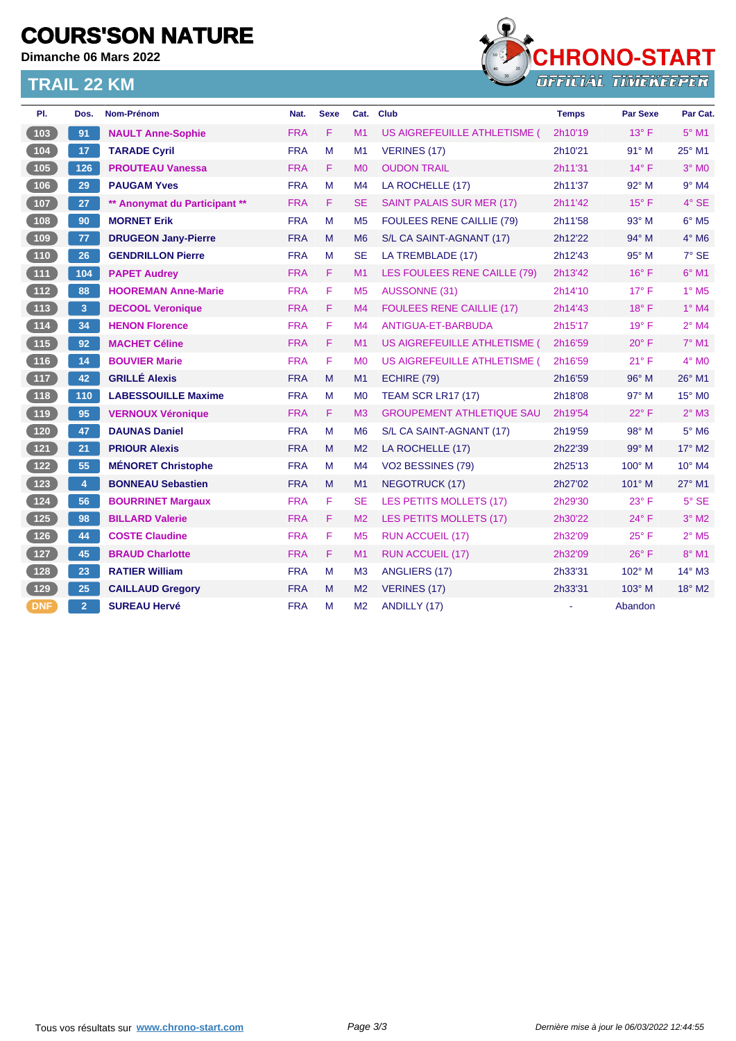# COURS'SON NATURE

**Dimanche 06 Mars 2022**

## TRAIL 22 KM

| Pl. | Dos. | Nom-Prénom | Nat. | Sexe | Cat. | Club | Temps | Par Sexe | Par Cat. |
|---|---|---|---|---|---|---|---|---|---|
| 103 | 91 | **NAULT Anne-Sophie** | FRA | F | M1 | US AIGREFEUILLE ATHLETISME ( | 2h10'19 | 13° F | 5° M1 |
| 104 | 17 | **TARADE Cyril** | FRA | M | M1 | VERINES (17) | 2h10'21 | 91° M | 25° M1 |
| 105 | 126 | **PROUTEAU Vanessa** | FRA | F | M0 | OUDON TRAIL | 2h11'31 | 14° F | 3° M0 |
| 106 | 29 | **PAUGAM Yves** | FRA | M | M4 | LA ROCHELLE (17) | 2h11'37 | 92° M | 9° M4 |
| 107 | 27 | **** Anonymat du Participant **** | FRA | F | SE | SAINT PALAIS SUR MER (17) | 2h11'42 | 15° F | 4° SE |
| 108 | 90 | **MORNET Erik** | FRA | M | M5 | FOULEES RENE CAILLIE (79) | 2h11'58 | 93° M | 6° M5 |
| 109 | 77 | **DRUGEON Jany-Pierre** | FRA | M | M6 | S/L CA SAINT-AGNANT (17) | 2h12'22 | 94° M | 4° M6 |
| 110 | 26 | **GENDRILLON Pierre** | FRA | M | SE | LA TREMBLADE (17) | 2h12'43 | 95° M | 7° SE |
| 111 | 104 | **PAPET Audrey** | FRA | F | M1 | LES FOULEES RENE CAILLE (79) | 2h13'42 | 16° F | 6° M1 |
| 112 | 88 | **HOOREMAN Anne-Marie** | FRA | F | M5 | AUSSONNE (31) | 2h14'10 | 17° F | 1° M5 |
| 113 | 3 | **DECOOL Veronique** | FRA | F | M4 | FOULEES RENE CAILLIE (17) | 2h14'43 | 18° F | 1° M4 |
| 114 | 34 | **HENON Florence** | FRA | F | M4 | ANTIGUA-ET-BARBUDA | 2h15'17 | 19° F | 2° M4 |
| 115 | 92 | **MACHET Céline** | FRA | F | M1 | US AIGREFEUILLE ATHLETISME ( | 2h16'59 | 20° F | 7° M1 |
| 116 | 14 | **BOUVIER Marie** | FRA | F | M0 | US AIGREFEUILLE ATHLETISME ( | 2h16'59 | 21° F | 4° M0 |
| 117 | 42 | **GRILLÉ Alexis** | FRA | M | M1 | ECHIRE (79) | 2h16'59 | 96° M | 26° M1 |
| 118 | 110 | **LABESSOUILLE Maxime** | FRA | M | M0 | TEAM SCR LR17 (17) | 2h18'08 | 97° M | 15° M0 |
| 119 | 95 | **VERNOUX Véronique** | FRA | F | M3 | GROUPEMENT ATHLETIQUE SAU | 2h19'54 | 22° F | 2° M3 |
| 120 | 47 | **DAUNAS Daniel** | FRA | M | M6 | S/L CA SAINT-AGNANT (17) | 2h19'59 | 98° M | 5° M6 |
| 121 | 21 | **PRIOUR Alexis** | FRA | M | M2 | LA ROCHELLE (17) | 2h22'39 | 99° M | 17° M2 |
| 122 | 55 | **MÉNORET Christophe** | FRA | M | M4 | VO2 BESSINES (79) | 2h25'13 | 100° M | 10° M4 |
| 123 | 4 | **BONNEAU Sebastien** | FRA | M | M1 | NEGOTRUCK (17) | 2h27'02 | 101° M | 27° M1 |
| 124 | 56 | **BOURRINET Margaux** | FRA | F | SE | LES PETITS MOLLETS (17) | 2h29'30 | 23° F | 5° SE |
| 125 | 98 | **BILLARD Valerie** | FRA | F | M2 | LES PETITS MOLLETS (17) | 2h30'22 | 24° F | 3° M2 |
| 126 | 44 | **COSTE Claudine** | FRA | F | M5 | RUN ACCUEIL (17) | 2h32'09 | 25° F | 2° M5 |
| 127 | 45 | **BRAUD Charlotte** | FRA | F | M1 | RUN ACCUEIL (17) | 2h32'09 | 26° F | 8° M1 |
| 128 | 23 | **RATIER William** | FRA | M | M3 | ANGLIERS (17) | 2h33'31 | 102° M | 14° M3 |
| 129 | 25 | **CAILLAUD Gregory** | FRA | M | M2 | VERINES (17) | 2h33'31 | 103° M | 18° M2 |
| DNF | 2 | **SUREAU Hervé** | FRA | M | M2 | ANDILLY (17) | - | Abandon | |

Tous vos résultats sur www.chrono-start.com

*Dernière mise à jour le 06/03/2022 12:44:55*